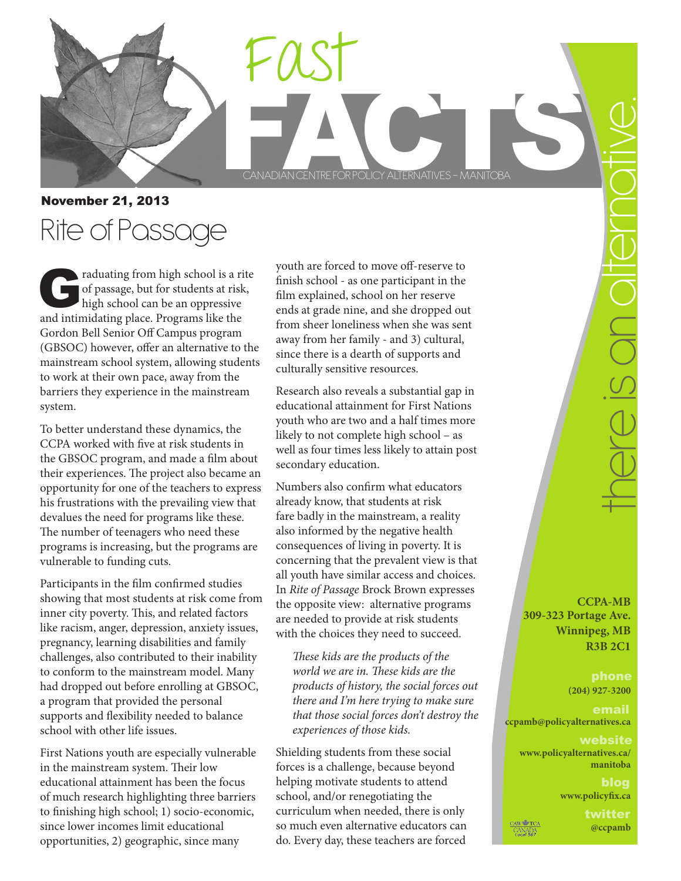# Fast FACTS

CANADIAN CENTRE FOR POLICY ALTERNATIVES – MANITOBA

there is an alternative.

**November 21, 2013**

## Rite of Passage

Graduating from high school is a rite of passage, but for students at risk, high school can be an oppressive and intimidating place. Programs like the Gordon Bell Senior Off Campus program (GBSOC) however, offer an alternative to the mainstream school system, allowing students to work at their own pace, away from the barriers they experience in the mainstream system.

To better understand these dynamics, the CCPA worked with five at risk students in the GBSOC program, and made a film about their experiences. The project also became an opportunity for one of the teachers to express his frustrations with the prevailing view that devalues the need for programs like these. The number of teenagers who need these programs is increasing, but the programs are vulnerable to funding cuts.

Participants in the film confirmed studies showing that most students at risk come from inner city poverty. This, and related factors like racism, anger, depression, anxiety issues, pregnancy, learning disabilities and family challenges, also contributed to their inability to conform to the mainstream model. Many had dropped out before enrolling at GBSOC, a program that provided the personal supports and flexibility needed to balance school with other life issues.

First Nations youth are especially vulnerable in the mainstream system. Their low educational attainment has been the focus of much research highlighting three barriers to finishing high school; 1) socio-economic, since lower incomes limit educational opportunities, 2) geographic, since many youth are forced to move off-reserve to finish school - as one participant in the film explained, school on her reserve ends at grade nine, and she dropped out from sheer loneliness when she was sent away from her family - and 3) cultural, since there is a dearth of supports and culturally sensitive resources.

Research also reveals a substantial gap in educational attainment for First Nations youth who are two and a half times more likely to not complete high school – as well as four times less likely to attain post secondary education.

Numbers also confirm what educators already know, that students at risk fare badly in the mainstream, a reality also informed by the negative health consequences of living in poverty. It is concerning that the prevalent view is that all youth have similar access and choices. In *Rite of Passage* Brock Brown expresses the opposite view: alternative programs are needed to provide at risk students with the choices they need to succeed.

> *These kids are the products of the world we are in. These kids are the products of history, the social forces out there and I'm here trying to make sure that those social forces don't destroy the experiences of those kids.*

Shielding students from these social forces is a challenge, because beyond helping motivate students to attend school, and/or renegotiating the curriculum when needed, there is only so much even alternative educators can do. Every day, these teachers are forced

**CCPA-MB**
**309-323 Portage Ave.**
**Winnipeg, MB**
**R3B 2C1**

**phone**
(204) 927-3200

**email**
ccpamb@policyalternatives.ca

**website**
www.policyalternatives.ca/manitoba

**blog**
www.policyfix.ca

**twitter**
@ccpamb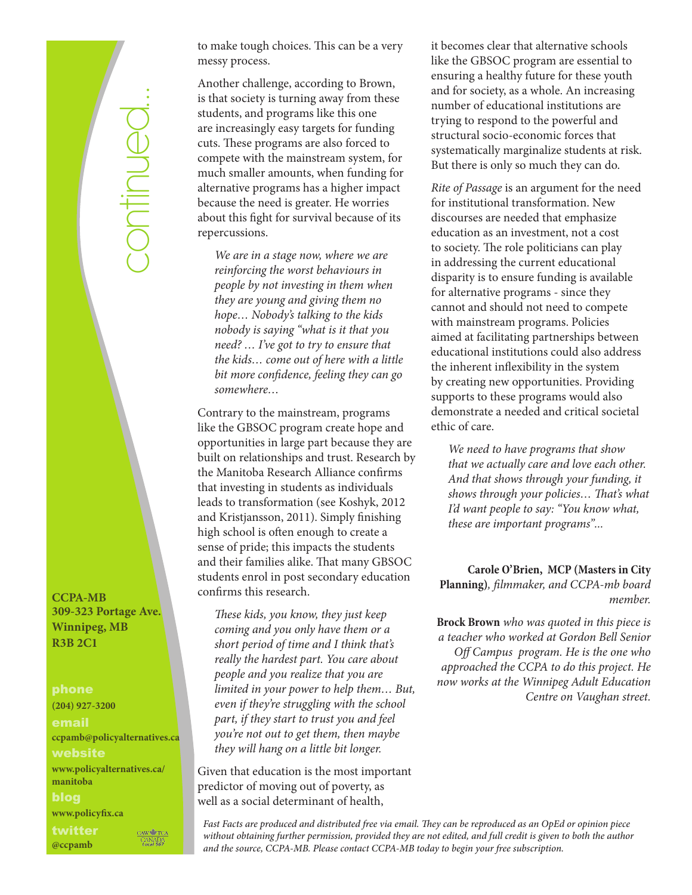continued...

to make tough choices. This can be a very messy process.

Another challenge, according to Brown, is that society is turning away from these students, and programs like this one are increasingly easy targets for funding cuts. These programs are also forced to compete with the mainstream system, for much smaller amounts, when funding for alternative programs has a higher impact because the need is greater. He worries about this fight for survival because of its repercussions.

> *We are in a stage now, where we are reinforcing the worst behaviours in people by not investing in them when they are young and giving them no hope… Nobody's talking to the kids nobody is saying "what is it that you need? … I've got to try to ensure that the kids… come out of here with a little bit more confidence, feeling they can go somewhere…*

Contrary to the mainstream, programs like the GBSOC program create hope and opportunities in large part because they are built on relationships and trust. Research by the Manitoba Research Alliance confirms that investing in students as individuals leads to transformation (see Koshyk, 2012 and Kristjansson, 2011). Simply finishing high school is often enough to create a sense of pride; this impacts the students and their families alike. That many GBSOC students enrol in post secondary education confirms this research.

> *These kids, you know, they just keep coming and you only have them or a short period of time and I think that's really the hardest part. You care about people and you realize that you are limited in your power to help them… But, even if they're struggling with the school part, if they start to trust you and feel you're not out to get them, then maybe they will hang on a little bit longer.*

Given that education is the most important predictor of moving out of poverty, as well as a social determinant of health, it becomes clear that alternative schools like the GBSOC program are essential to ensuring a healthy future for these youth and for society, as a whole. An increasing number of educational institutions are trying to respond to the powerful and structural socio-economic forces that systematically marginalize students at risk. But there is only so much they can do.

*Rite of Passage* is an argument for the need for institutional transformation. New discourses are needed that emphasize education as an investment, not a cost to society. The role politicians can play in addressing the current educational disparity is to ensure funding is available for alternative programs - since they cannot and should not need to compete with mainstream programs. Policies aimed at facilitating partnerships between educational institutions could also address the inherent inflexibility in the system by creating new opportunities. Providing supports to these programs would also demonstrate a needed and critical societal ethic of care.

> *We need to have programs that show that we actually care and love each other. And that shows through your funding, it shows through your policies… That's what I'd want people to say: "You know what, these are important programs"...*

**Carole O'Brien, MCP (Masters in City Planning)**, *filmmaker, and CCPA-mb board member.*

**Brock Brown** *who was quoted in this piece is a teacher who worked at Gordon Bell Senior Off Campus program. He is the one who approached the CCPA to do this project. He now works at the Winnipeg Adult Education Centre on Vaughan street.*

**CCPA-MB**
**309-323 Portage Ave.**
**Winnipeg, MB**
**R3B 2C1**

**phone**
(204) 927-3200

**email**
ccpamb@policyalternatives.ca

**website**
www.policyalternatives.ca/manitoba

**blog**
www.policyfix.ca

**twitter**
@ccpamb

CAW TCA CANADA Local 567

*Fast Facts are produced and distributed free via email. They can be reproduced as an OpEd or opinion piece without obtaining further permission, provided they are not edited, and full credit is given to both the author and the source, CCPA-MB. Please contact CCPA-MB today to begin your free subscription.*